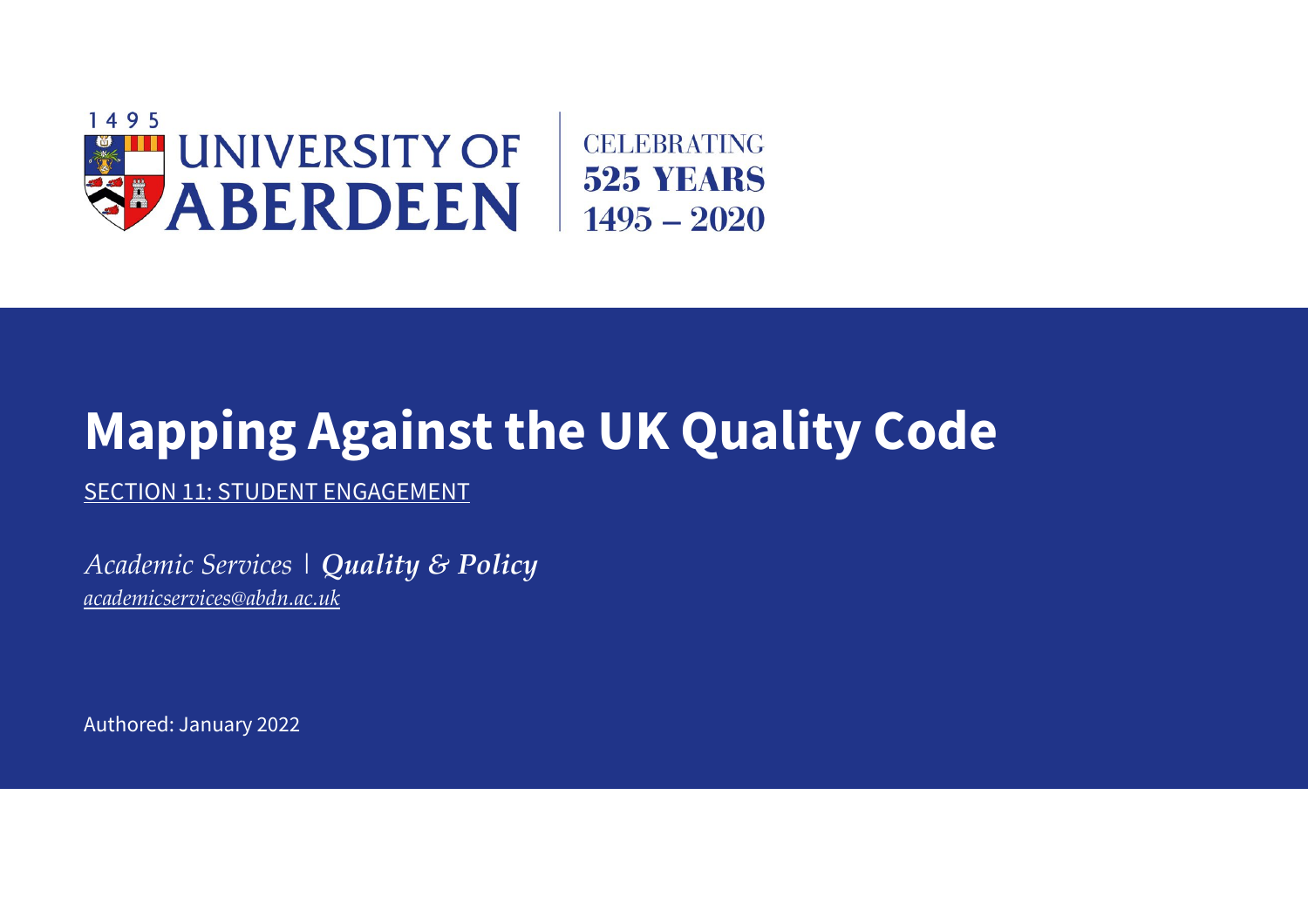1495 UNIVERSITY OF ABERDEEN | CELEBRATING 525 YEARS 1495 – 2020

# Mapping Against the UK Quality Code

SECTION 11: STUDENT ENGAGEMENT

*Academic Services* | ***Quality & Policy***

*academicservices@abdn.ac.uk*

Authored: January 2022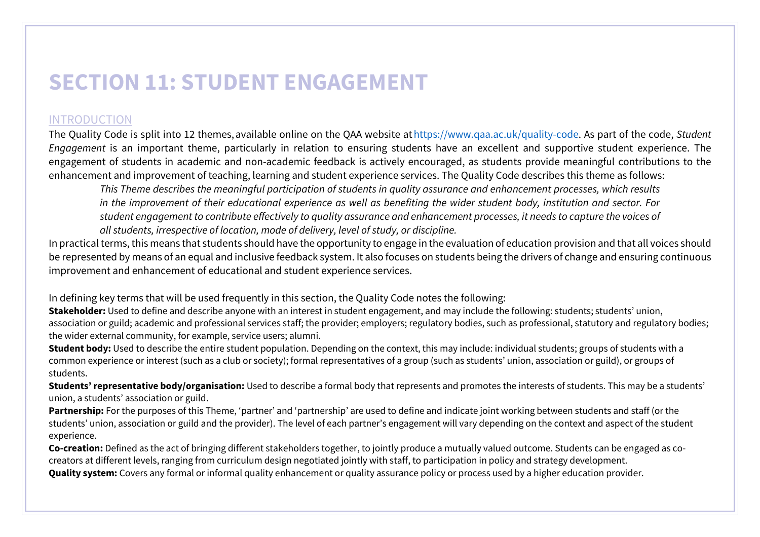# SECTION 11: STUDENT ENGAGEMENT

## INTRODUCTION

The Quality Code is split into 12 themes, available online on the QAA website at https://www.qaa.ac.uk/quality-code. As part of the code, *Student Engagement* is an important theme, particularly in relation to ensuring students have an excellent and supportive student experience. The engagement of students in academic and non-academic feedback is actively encouraged, as students provide meaningful contributions to the enhancement and improvement of teaching, learning and student experience services. The Quality Code describes this theme as follows:

> *This Theme describes the meaningful participation of students in quality assurance and enhancement processes, which results in the improvement of their educational experience as well as benefiting the wider student body, institution and sector. For student engagement to contribute effectively to quality assurance and enhancement processes, it needs to capture the voices of all students, irrespective of location, mode of delivery, level of study, or discipline.*

In practical terms, this means that students should have the opportunity to engage in the evaluation of education provision and that all voices should be represented by means of an equal and inclusive feedback system. It also focuses on students being the drivers of change and ensuring continuous improvement and enhancement of educational and student experience services.

In defining key terms that will be used frequently in this section, the Quality Code notes the following:

**Stakeholder:** Used to define and describe anyone with an interest in student engagement, and may include the following: students; students' union, association or guild; academic and professional services staff; the provider; employers; regulatory bodies, such as professional, statutory and regulatory bodies; the wider external community, for example, service users; alumni.

**Student body:** Used to describe the entire student population. Depending on the context, this may include: individual students; groups of students with a common experience or interest (such as a club or society); formal representatives of a group (such as students' union, association or guild), or groups of students.

**Students' representative body/organisation:** Used to describe a formal body that represents and promotes the interests of students. This may be a students' union, a students' association or guild.

**Partnership:** For the purposes of this Theme, 'partner' and 'partnership' are used to define and indicate joint working between students and staff (or the students' union, association or guild and the provider). The level of each partner's engagement will vary depending on the context and aspect of the student experience.

**Co-creation:** Defined as the act of bringing different stakeholders together, to jointly produce a mutually valued outcome. Students can be engaged as co-creators at different levels, ranging from curriculum design negotiated jointly with staff, to participation in policy and strategy development.

**Quality system:** Covers any formal or informal quality enhancement or quality assurance policy or process used by a higher education provider.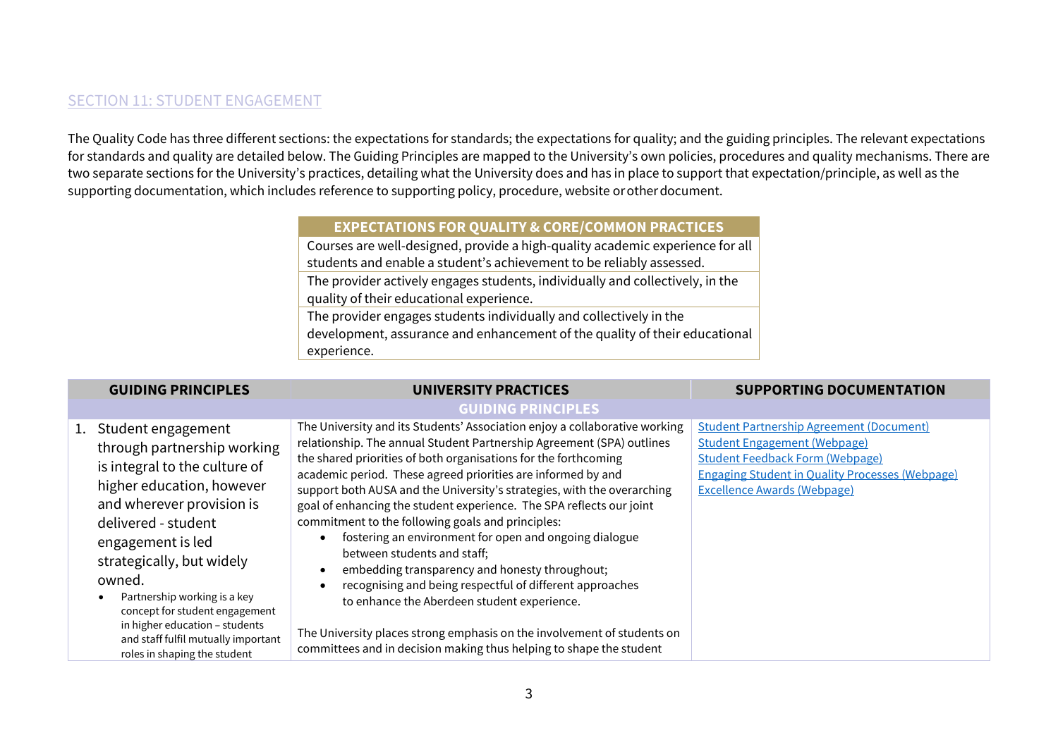## SECTION 11: STUDENT ENGAGEMENT

The Quality Code has three different sections: the expectations for standards; the expectations for quality; and the guiding principles. The relevant expectations for standards and quality are detailed below. The Guiding Principles are mapped to the University's own policies, procedures and quality mechanisms. There are two separate sections for the University's practices, detailing what the University does and has in place to support that expectation/principle, as well as the supporting documentation, which includes reference to supporting policy, procedure, website or other document.

| EXPECTATIONS FOR QUALITY & CORE/COMMON PRACTICES |
|---|
| Courses are well-designed, provide a high-quality academic experience for all students and enable a student's achievement to be reliably assessed. |
| The provider actively engages students, individually and collectively, in the quality of their educational experience. |
| The provider engages students individually and collectively in the development, assurance and enhancement of the quality of their educational experience. |

| GUIDING PRINCIPLES | UNIVERSITY PRACTICES | SUPPORTING DOCUMENTATION |
|---|---|---|
| | **GUIDING PRINCIPLES** | |
| 1. Student engagement through partnership working is integral to the culture of higher education, however and wherever provision is delivered - student engagement is led strategically, but widely owned.<br>• Partnership working is a key concept for student engagement in higher education – students and staff fulfil mutually important roles in shaping the student | The University and its Students' Association enjoy a collaborative working relationship. The annual Student Partnership Agreement (SPA) outlines the shared priorities of both organisations for the forthcoming academic period. These agreed priorities are informed by and support both AUSA and the University's strategies, with the overarching goal of enhancing the student experience. The SPA reflects our joint commitment to the following goals and principles:<br>• fostering an environment for open and ongoing dialogue between students and staff;<br>• embedding transparency and honesty throughout;<br>• recognising and being respectful of different approaches to enhance the Aberdeen student experience.<br><br>The University places strong emphasis on the involvement of students on committees and in decision making thus helping to shape the student | Student Partnership Agreement (Document)<br>Student Engagement (Webpage)<br>Student Feedback Form (Webpage)<br>Engaging Student in Quality Processes (Webpage)<br>Excellence Awards (Webpage) |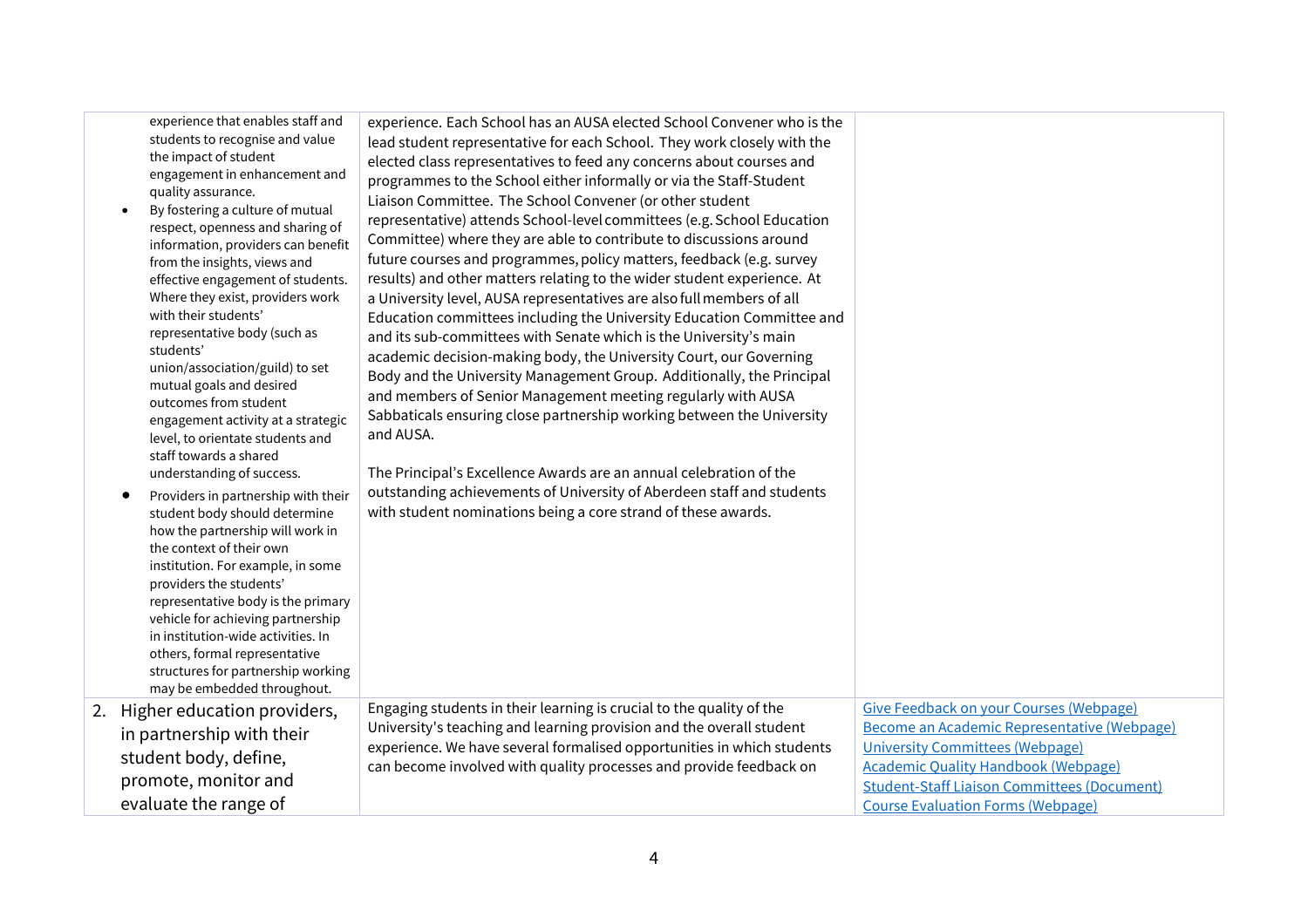| | | |
|---|---|---|
| experience that enables staff and students to recognise and value the impact of student engagement in enhancement and quality assurance.<br>• By fostering a culture of mutual respect, openness and sharing of information, providers can benefit from the insights, views and effective engagement of students. Where they exist, providers work with their students' representative body (such as students' union/association/guild) to set mutual goals and desired outcomes from student engagement activity at a strategic level, to orientate students and staff towards a shared understanding of success.<br>• Providers in partnership with their student body should determine how the partnership will work in the context of their own institution. For example, in some providers the students' representative body is the primary vehicle for achieving partnership in institution-wide activities. In others, formal representative structures for partnership working may be embedded throughout. | experience. Each School has an AUSA elected School Convener who is the lead student representative for each School. They work closely with the elected class representatives to feed any concerns about courses and programmes to the School either informally or via the Staff-Student Liaison Committee. The School Convener (or other student representative) attends School-level committees (e.g. School Education Committee) where they are able to contribute to discussions around future courses and programmes, policy matters, feedback (e.g. survey results) and other matters relating to the wider student experience. At a University level, AUSA representatives are also full members of all Education committees including the University Education Committee and and its sub-committees with Senate which is the University's main academic decision-making body, the University Court, our Governing Body and the University Management Group. Additionally, the Principal and members of Senior Management meeting regularly with AUSA Sabbaticals ensuring close partnership working between the University and AUSA.<br><br>The Principal's Excellence Awards are an annual celebration of the outstanding achievements of University of Aberdeen staff and students with student nominations being a core strand of these awards. | |
| 2. Higher education providers, in partnership with their student body, define, promote, monitor and evaluate the range of | Engaging students in their learning is crucial to the quality of the University's teaching and learning provision and the overall student experience. We have several formalised opportunities in which students can become involved with quality processes and provide feedback on | Give Feedback on your Courses (Webpage)<br>Become an Academic Representative (Webpage)<br>University Committees (Webpage)<br>Academic Quality Handbook (Webpage)<br>Student-Staff Liaison Committees (Document)<br>Course Evaluation Forms (Webpage) |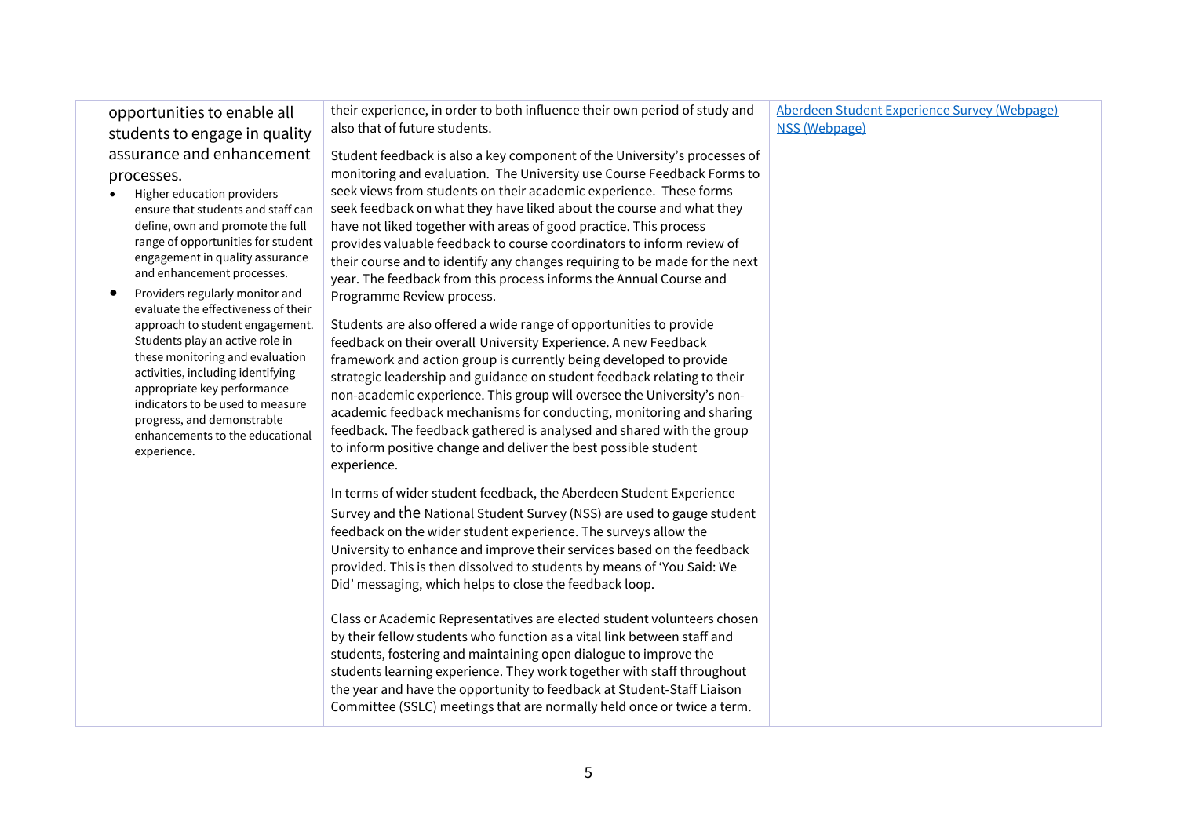| | | |
|---|---|---|
| opportunities to enable all students to engage in quality assurance and enhancement processes.<br><br>• Higher education providers ensure that students and staff can define, own and promote the full range of opportunities for student engagement in quality assurance and enhancement processes.<br>• Providers regularly monitor and evaluate the effectiveness of their approach to student engagement. Students play an active role in these monitoring and evaluation activities, including identifying appropriate key performance indicators to be used to measure progress, and demonstrable enhancements to the educational experience. | their experience, in order to both influence their own period of study and also that of future students.<br><br>Student feedback is also a key component of the University's processes of monitoring and evaluation. The University use Course Feedback Forms to seek views from students on their academic experience. These forms seek feedback on what they have liked about the course and what they have not liked together with areas of good practice. This process provides valuable feedback to course coordinators to inform review of their course and to identify any changes requiring to be made for the next year. The feedback from this process informs the Annual Course and Programme Review process.<br><br>Students are also offered a wide range of opportunities to provide feedback on their overall University Experience. A new Feedback framework and action group is currently being developed to provide strategic leadership and guidance on student feedback relating to their non-academic experience. This group will oversee the University's non-academic feedback mechanisms for conducting, monitoring and sharing feedback. The feedback gathered is analysed and shared with the group to inform positive change and deliver the best possible student experience.<br><br>In terms of wider student feedback, the Aberdeen Student Experience Survey and the National Student Survey (NSS) are used to gauge student feedback on the wider student experience. The surveys allow the University to enhance and improve their services based on the feedback provided. This is then dissolved to students by means of 'You Said: We Did' messaging, which helps to close the feedback loop.<br><br>Class or Academic Representatives are elected student volunteers chosen by their fellow students who function as a vital link between staff and students, fostering and maintaining open dialogue to improve the students learning experience. They work together with staff throughout the year and have the opportunity to feedback at Student-Staff Liaison Committee (SSLC) meetings that are normally held once or twice a term. | Aberdeen Student Experience Survey (Webpage)<br>NSS (Webpage) |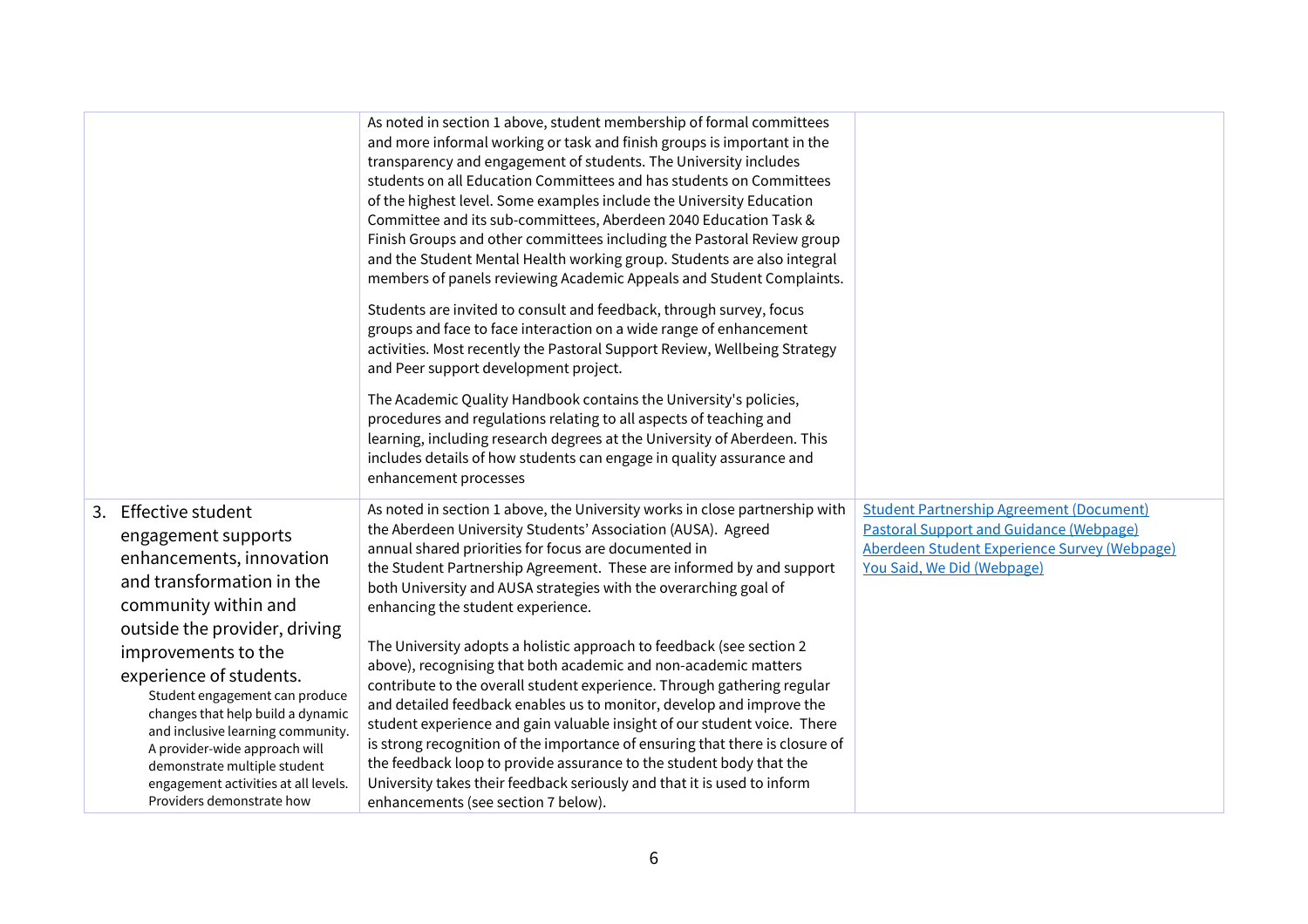| | | |
|---|---|---|
| | As noted in section 1 above, student membership of formal committees and more informal working or task and finish groups is important in the transparency and engagement of students. The University includes students on all Education Committees and has students on Committees of the highest level. Some examples include the University Education Committee and its sub-committees, Aberdeen 2040 Education Task & Finish Groups and other committees including the Pastoral Review group and the Student Mental Health working group. Students are also integral members of panels reviewing Academic Appeals and Student Complaints.<br><br>Students are invited to consult and feedback, through survey, focus groups and face to face interaction on a wide range of enhancement activities. Most recently the Pastoral Support Review, Wellbeing Strategy and Peer support development project.<br><br>The Academic Quality Handbook contains the University's policies, procedures and regulations relating to all aspects of teaching and learning, including research degrees at the University of Aberdeen. This includes details of how students can engage in quality assurance and enhancement processes | |
| 3. Effective student engagement supports enhancements, innovation and transformation in the community within and outside the provider, driving improvements to the experience of students.<br>Student engagement can produce changes that help build a dynamic and inclusive learning community. A provider-wide approach will demonstrate multiple student engagement activities at all levels. Providers demonstrate how | As noted in section 1 above, the University works in close partnership with the Aberdeen University Students' Association (AUSA). Agreed annual shared priorities for focus are documented in the Student Partnership Agreement. These are informed by and support both University and AUSA strategies with the overarching goal of enhancing the student experience.<br><br>The University adopts a holistic approach to feedback (see section 2 above), recognising that both academic and non-academic matters contribute to the overall student experience. Through gathering regular and detailed feedback enables us to monitor, develop and improve the student experience and gain valuable insight of our student voice. There is strong recognition of the importance of ensuring that there is closure of the feedback loop to provide assurance to the student body that the University takes their feedback seriously and that it is used to inform enhancements (see section 7 below). | Student Partnership Agreement (Document)<br>Pastoral Support and Guidance (Webpage)<br>Aberdeen Student Experience Survey (Webpage)<br>You Said, We Did (Webpage) |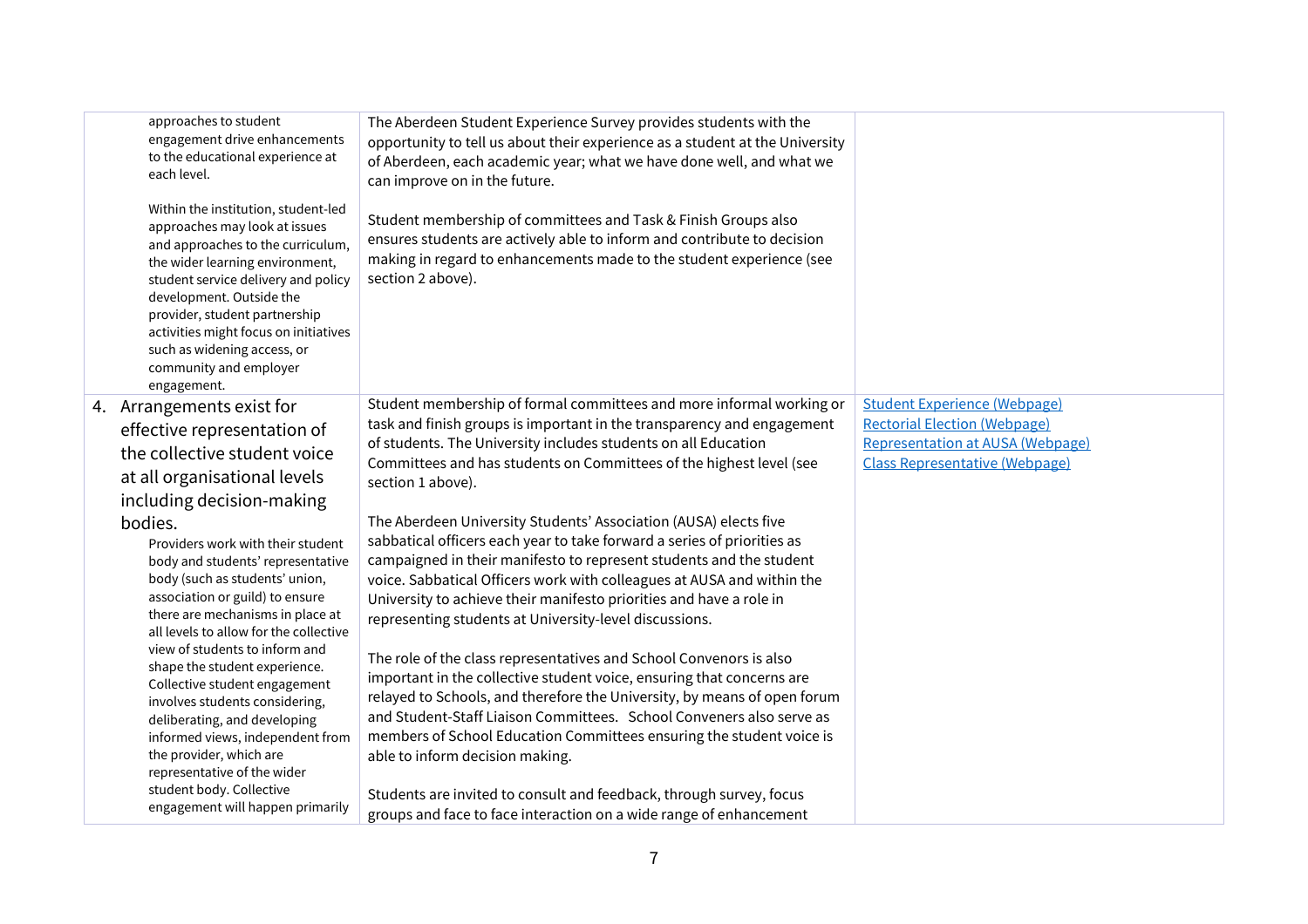| | | |
|---|---|---|
| approaches to student engagement drive enhancements to the educational experience at each level.<br><br>Within the institution, student-led approaches may look at issues and approaches to the curriculum, the wider learning environment, student service delivery and policy development. Outside the provider, student partnership activities might focus on initiatives such as widening access, or community and employer engagement. | The Aberdeen Student Experience Survey provides students with the opportunity to tell us about their experience as a student at the University of Aberdeen, each academic year; what we have done well, and what we can improve on in the future.<br><br>Student membership of committees and Task & Finish Groups also ensures students are actively able to inform and contribute to decision making in regard to enhancements made to the student experience (see section 2 above). | |
| 4. Arrangements exist for effective representation of the collective student voice at all organisational levels including decision-making bodies.<br><br>Providers work with their student body and students' representative body (such as students' union, association or guild) to ensure there are mechanisms in place at all levels to allow for the collective view of students to inform and shape the student experience. Collective student engagement involves students considering, deliberating, and developing informed views, independent from the provider, which are representative of the wider student body. Collective engagement will happen primarily | Student membership of formal committees and more informal working or task and finish groups is important in the transparency and engagement of students. The University includes students on all Education Committees and has students on Committees of the highest level (see section 1 above).<br><br>The Aberdeen University Students' Association (AUSA) elects five sabbatical officers each year to take forward a series of priorities as campaigned in their manifesto to represent students and the student voice. Sabbatical Officers work with colleagues at AUSA and within the University to achieve their manifesto priorities and have a role in representing students at University-level discussions.<br><br>The role of the class representatives and School Convenors is also important in the collective student voice, ensuring that concerns are relayed to Schools, and therefore the University, by means of open forum and Student-Staff Liaison Committees. School Conveners also serve as members of School Education Committees ensuring the student voice is able to inform decision making.<br><br>Students are invited to consult and feedback, through survey, focus groups and face to face interaction on a wide range of enhancement | Student Experience (Webpage)<br>Rectorial Election (Webpage)<br>Representation at AUSA (Webpage)<br>Class Representative (Webpage) |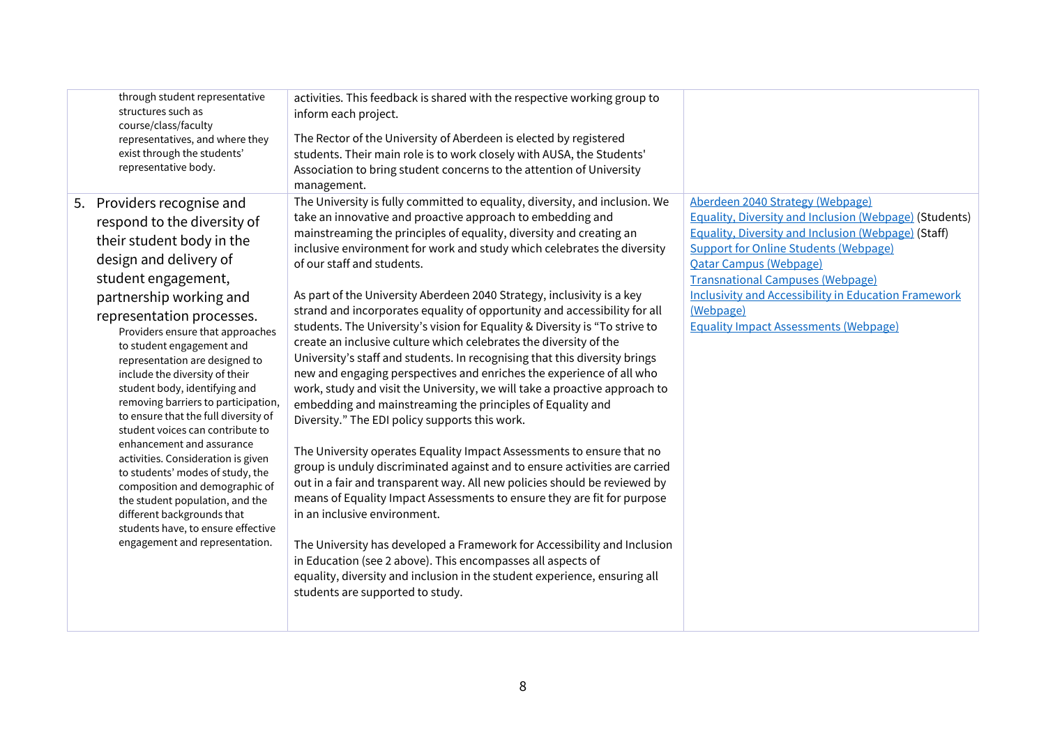| | | |
|---|---|---|
| through student representative structures such as course/class/faculty representatives, and where they exist through the students' representative body. | activities. This feedback is shared with the respective working group to inform each project.<br><br>The Rector of the University of Aberdeen is elected by registered students. Their main role is to work closely with AUSA, the Students' Association to bring student concerns to the attention of University management. | |
| 5. Providers recognise and respond to the diversity of their student body in the design and delivery of student engagement, partnership working and representation processes.<br>Providers ensure that approaches to student engagement and representation are designed to include the diversity of their student body, identifying and removing barriers to participation, to ensure that the full diversity of student voices can contribute to enhancement and assurance activities. Consideration is given to students' modes of study, the composition and demographic of the student population, and the different backgrounds that students have, to ensure effective engagement and representation. | The University is fully committed to equality, diversity, and inclusion. We take an innovative and proactive approach to embedding and mainstreaming the principles of equality, diversity and creating an inclusive environment for work and study which celebrates the diversity of our staff and students.<br><br>As part of the University Aberdeen 2040 Strategy, inclusivity is a key strand and incorporates equality of opportunity and accessibility for all students. The University's vision for Equality & Diversity is "To strive to create an inclusive culture which celebrates the diversity of the University's staff and students. In recognising that this diversity brings new and engaging perspectives and enriches the experience of all who work, study and visit the University, we will take a proactive approach to embedding and mainstreaming the principles of Equality and Diversity." The EDI policy supports this work.<br><br>The University operates Equality Impact Assessments to ensure that no group is unduly discriminated against and to ensure activities are carried out in a fair and transparent way. All new policies should be reviewed by means of Equality Impact Assessments to ensure they are fit for purpose in an inclusive environment.<br><br>The University has developed a Framework for Accessibility and Inclusion in Education (see 2 above). This encompasses all aspects of equality, diversity and inclusion in the student experience, ensuring all students are supported to study. | Aberdeen 2040 Strategy (Webpage)<br>Equality, Diversity and Inclusion (Webpage) (Students)<br>Equality, Diversity and Inclusion (Webpage) (Staff)<br>Support for Online Students (Webpage)<br>Qatar Campus (Webpage)<br>Transnational Campuses (Webpage)<br>Inclusivity and Accessibility in Education Framework (Webpage)<br>Equality Impact Assessments (Webpage) |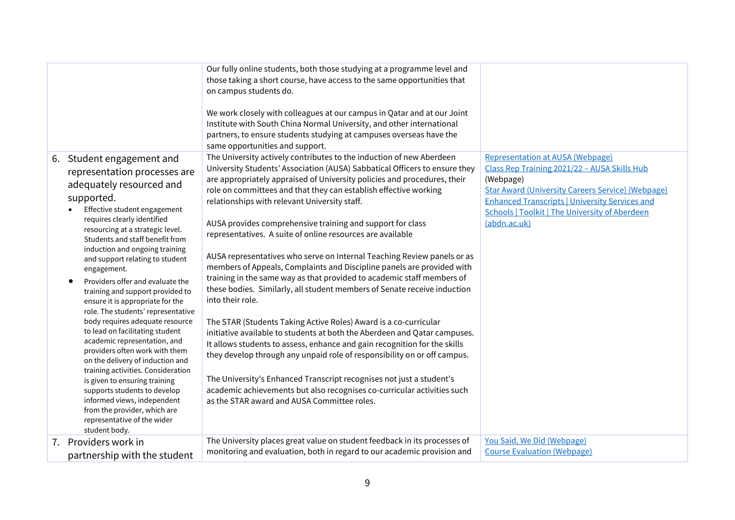| | | |
|---|---|---|
| | Our fully online students, both those studying at a programme level and those taking a short course, have access to the same opportunities that on campus students do.<br><br>We work closely with colleagues at our campus in Qatar and at our Joint Institute with South China Normal University, and other international partners, to ensure students studying at campuses overseas have the same opportunities and support. | |
| 6. Student engagement and representation processes are adequately resourced and supported.<br>• Effective student engagement requires clearly identified resourcing at a strategic level. Students and staff benefit from induction and ongoing training and support relating to student engagement.<br>• Providers offer and evaluate the training and support provided to ensure it is appropriate for the role. The students' representative body requires adequate resource to lead on facilitating student academic representation, and providers often work with them on the delivery of induction and training activities. Consideration is given to ensuring training supports students to develop informed views, independent from the provider, which are representative of the wider student body. | The University actively contributes to the induction of new Aberdeen University Students' Association (AUSA) Sabbatical Officers to ensure they are appropriately appraised of University policies and procedures, their role on committees and that they can establish effective working relationships with relevant University staff.<br><br>AUSA provides comprehensive training and support for class representatives. A suite of online resources are available<br><br>AUSA representatives who serve on Internal Teaching Review panels or as members of Appeals, Complaints and Discipline panels are provided with training in the same way as that provided to academic staff members of these bodies. Similarly, all student members of Senate receive induction into their role.<br><br>The STAR (Students Taking Active Roles) Award is a co-curricular initiative available to students at both the Aberdeen and Qatar campuses. It allows students to assess, enhance and gain recognition for the skills they develop through any unpaid role of responsibility on or off campus.<br><br>The University's Enhanced Transcript recognises not just a student's academic achievements but also recognises co-curricular activities such as the STAR award and AUSA Committee roles. | Representation at AUSA (Webpage)<br>Class Rep Training 2021/22 – AUSA Skills Hub (Webpage)<br>Star Award (University Careers Service) (Webpage)<br>Enhanced Transcripts \| University Services and Schools \| Toolkit \| The University of Aberdeen (abdn.ac.uk) |
| 7. Providers work in partnership with the student | The University places great value on student feedback in its processes of monitoring and evaluation, both in regard to our academic provision and | You Said, We Did (Webpage)<br>Course Evaluation (Webpage) |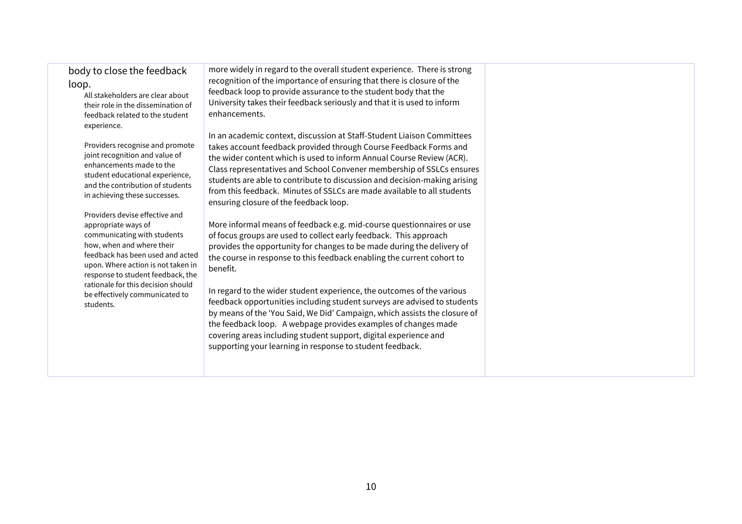| | | |
|---|---|---|
| body to close the feedback loop.<br><br>All stakeholders are clear about their role in the dissemination of feedback related to the student experience.<br><br>Providers recognise and promote joint recognition and value of enhancements made to the student educational experience, and the contribution of students in achieving these successes.<br><br>Providers devise effective and appropriate ways of communicating with students how, when and where their feedback has been used and acted upon. Where action is not taken in response to student feedback, the rationale for this decision should be effectively communicated to students. | more widely in regard to the overall student experience. There is strong recognition of the importance of ensuring that there is closure of the feedback loop to provide assurance to the student body that the University takes their feedback seriously and that it is used to inform enhancements.<br><br>In an academic context, discussion at Staff-Student Liaison Committees takes account feedback provided through Course Feedback Forms and the wider content which is used to inform Annual Course Review (ACR). Class representatives and School Convener membership of SSLCs ensures students are able to contribute to discussion and decision-making arising from this feedback. Minutes of SSLCs are made available to all students ensuring closure of the feedback loop.<br><br>More informal means of feedback e.g. mid-course questionnaires or use of focus groups are used to collect early feedback. This approach provides the opportunity for changes to be made during the delivery of the course in response to this feedback enabling the current cohort to benefit.<br><br>In regard to the wider student experience, the outcomes of the various feedback opportunities including student surveys are advised to students by means of the 'You Said, We Did' Campaign, which assists the closure of the feedback loop. A webpage provides examples of changes made covering areas including student support, digital experience and supporting your learning in response to student feedback. | |